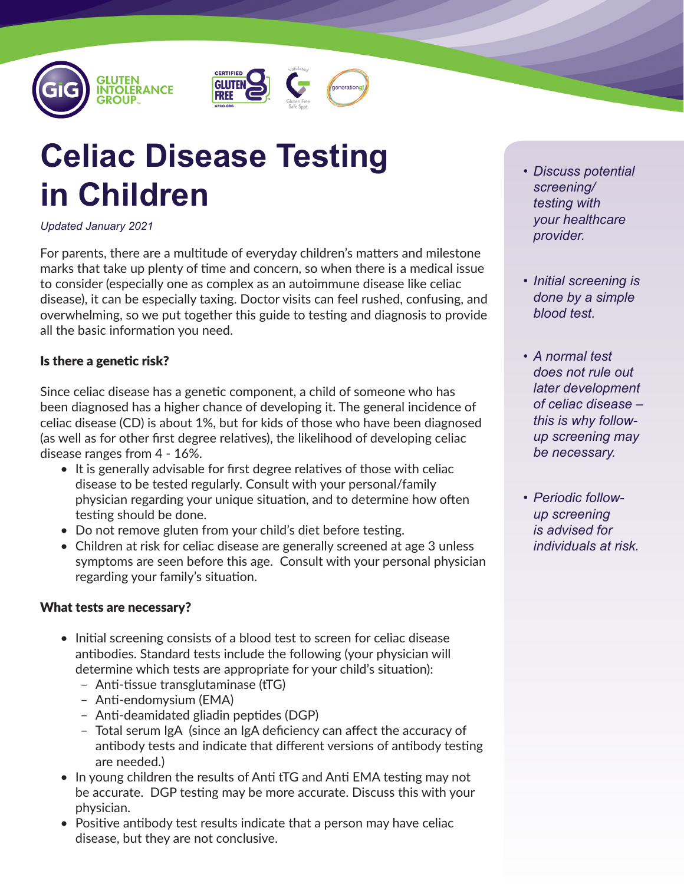# Celiac Disease Testing in Children

*Updated January 2021*

For parents, there are a multitude of everyday children's matters and milestone marks that take up plenty of time and concern, so when there is a medical issue to consider (especially one as complex as an autoimmune disease like celiac disease), it can be especially taxing. Doctor visits can feel rushed, confusing, and overwhelming, so we put together this guide to testing and diagnosis to provide all the basic information you need.

#### Is there a genetic risk?

Since celiac disease has a genetic component, a child of someone who has been diagnosed has a higher chance of developing it. The general incidence of celiac disease (CD) is about 1%, but for kids of those who have been diagnosed (as well as for other first degree relatives), the likelihood of developing celiac disease ranges from 4 - 16%.

- It is generally advisable for first degree relatives of those with celiac disease to be tested regularly. Consult with your personal/family physician regarding your unique situation, and to determine how often testing should be done.
- Do not remove gluten from your child's diet before testing.
- Children at risk for celiac disease are generally screened at age 3 unless symptoms are seen before this age. Consult with your personal physician regarding your family's situation.

#### What tests are necessary?

- Initial screening consists of a blood test to screen for celiac disease antibodies. Standard tests include the following (your physician will determine which tests are appropriate for your child's situation):
  - Anti-tissue transglutaminase (tTG)
  - Anti-endomysium (EMA)
  - Anti-deamidated gliadin peptides (DGP)
  - Total serum IgA (since an IgA deficiency can affect the accuracy of antibody tests and indicate that different versions of antibody testing are needed.)
- In young children the results of Anti tTG and Anti EMA testing may not be accurate. DGP testing may be more accurate. Discuss this with your physician.
- Positive antibody test results indicate that a person may have celiac disease, but they are not conclusive.

- *Discuss potential screening/testing with your healthcare provider.*
- *Initial screening is done by a simple blood test.*
- *A normal test does not rule out later development of celiac disease – this is why follow-up screening may be necessary.*
- *Periodic follow-up screening is advised for individuals at risk.*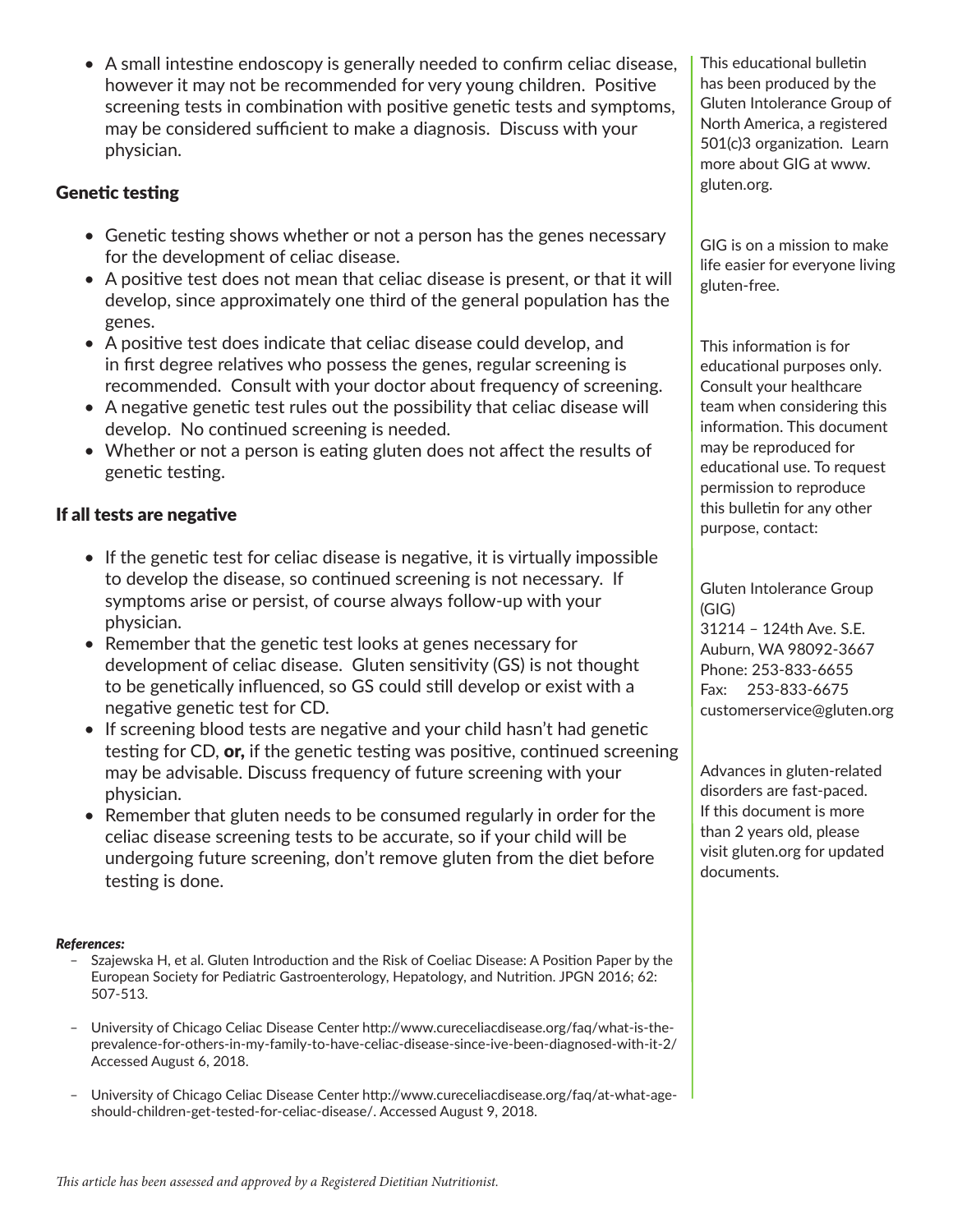- A small intestine endoscopy is generally needed to confirm celiac disease, however it may not be recommended for very young children. Positive screening tests in combination with positive genetic tests and symptoms, may be considered sufficient to make a diagnosis. Discuss with your physician.

## Genetic testing

- Genetic testing shows whether or not a person has the genes necessary for the development of celiac disease.
- A positive test does not mean that celiac disease is present, or that it will develop, since approximately one third of the general population has the genes.
- A positive test does indicate that celiac disease could develop, and in first degree relatives who possess the genes, regular screening is recommended. Consult with your doctor about frequency of screening.
- A negative genetic test rules out the possibility that celiac disease will develop. No continued screening is needed.
- Whether or not a person is eating gluten does not affect the results of genetic testing.

## If all tests are negative

- If the genetic test for celiac disease is negative, it is virtually impossible to develop the disease, so continued screening is not necessary. If symptoms arise or persist, of course always follow-up with your physician.
- Remember that the genetic test looks at genes necessary for development of celiac disease. Gluten sensitivity (GS) is not thought to be genetically influenced, so GS could still develop or exist with a negative genetic test for CD.
- If screening blood tests are negative and your child hasn't had genetic testing for CD, **or,** if the genetic testing was positive, continued screening may be advisable. Discuss frequency of future screening with your physician.
- Remember that gluten needs to be consumed regularly in order for the celiac disease screening tests to be accurate, so if your child will be undergoing future screening, don't remove gluten from the diet before testing is done.

***References:***

- Szajewska H, et al. Gluten Introduction and the Risk of Coeliac Disease: A Position Paper by the European Society for Pediatric Gastroenterology, Hepatology, and Nutrition. JPGN 2016; 62: 507-513.
- University of Chicago Celiac Disease Center http://www.cureceliacdisease.org/faq/what-is-the-prevalence-for-others-in-my-family-to-have-celiac-disease-since-ive-been-diagnosed-with-it-2/ Accessed August 6, 2018.
- University of Chicago Celiac Disease Center http://www.cureceliacdisease.org/faq/at-what-age-should-children-get-tested-for-celiac-disease/. Accessed August 9, 2018.

*This article has been assessed and approved by a Registered Dietitian Nutritionist.*

This educational bulletin has been produced by the Gluten Intolerance Group of North America, a registered 501(c)3 organization. Learn more about GIG at www.gluten.org.

GIG is on a mission to make life easier for everyone living gluten-free.

This information is for educational purposes only. Consult your healthcare team when considering this information. This document may be reproduced for educational use. To request permission to reproduce this bulletin for any other purpose, contact:

Gluten Intolerance Group (GIG)
31214 – 124th Ave. S.E.
Auburn, WA 98092-3667
Phone: 253-833-6655
Fax: 253-833-6675
customerservice@gluten.org

Advances in gluten-related disorders are fast-paced. If this document is more than 2 years old, please visit gluten.org for updated documents.